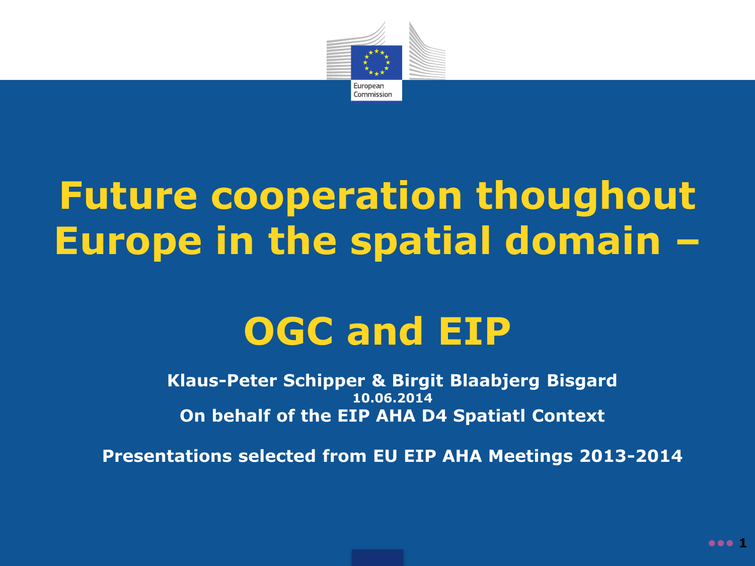# Future cooperation thoughout Europe in the spatial domain –

# OGC and EIP

**Klaus-Peter Schipper & Birgit Blaabjerg Bisgard**

**10.06.2014**

**On behalf of the EIP AHA D4 Spatiatl Context**

**Presentations selected from EU EIP AHA Meetings 2013-2014**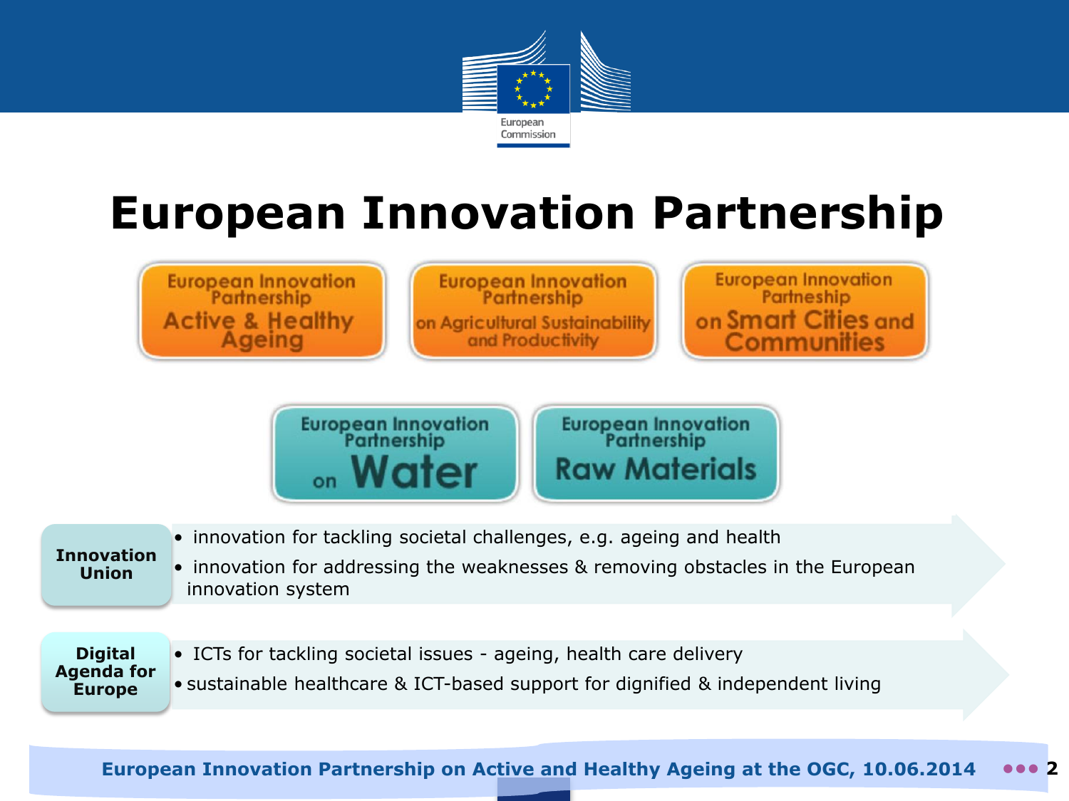# European Innovation Partnership

- European Innovation Partnership Active & Healthy Ageing
- European Innovation Partnership on Agricultural Sustainability and Productivity
- European Innovation Partneship on Smart Cities and Communities
- European Innovation Partnership on Water
- European Innovation Partnership Raw Materials

**Innovation Union**

- innovation for tackling societal challenges, e.g. ageing and health
- innovation for addressing the weaknesses & removing obstacles in the European innovation system

**Digital Agenda for Europe**

- ICTs for tackling societal issues - ageing, health care delivery
- sustainable healthcare & ICT-based support for dignified & independent living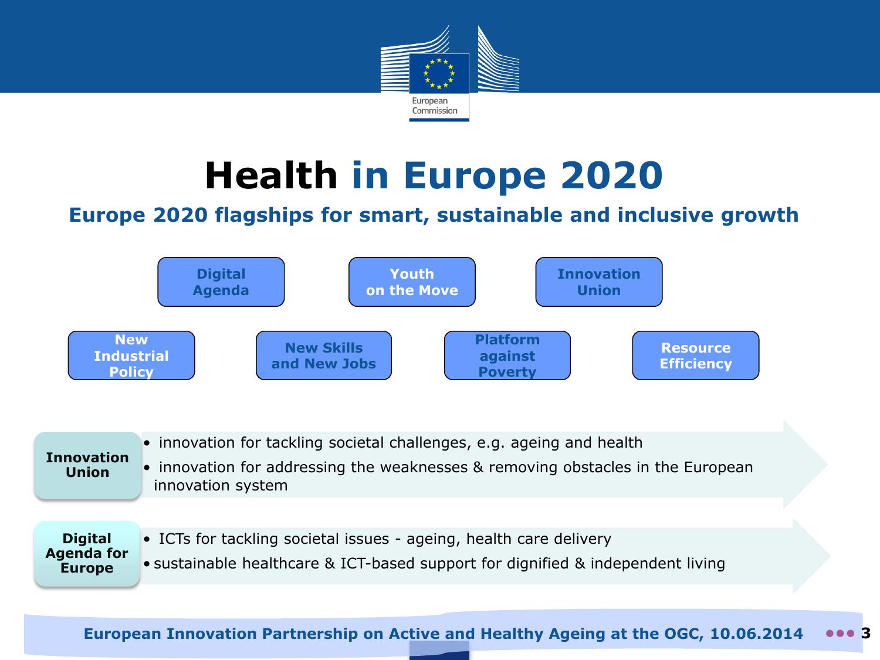# Health in Europe 2020

## Europe 2020 flagships for smart, sustainable and inclusive growth

- Digital Agenda
- Youth on the Move
- Innovation Union
- New Industrial Policy
- New Skills and New Jobs
- Platform against Poverty
- Resource Efficiency

**Innovation Union**

- innovation for tackling societal challenges, e.g. ageing and health
- innovation for addressing the weaknesses & removing obstacles in the European innovation system

**Digital Agenda for Europe**

- ICTs for tackling societal issues - ageing, health care delivery
- sustainable healthcare & ICT-based support for dignified & independent living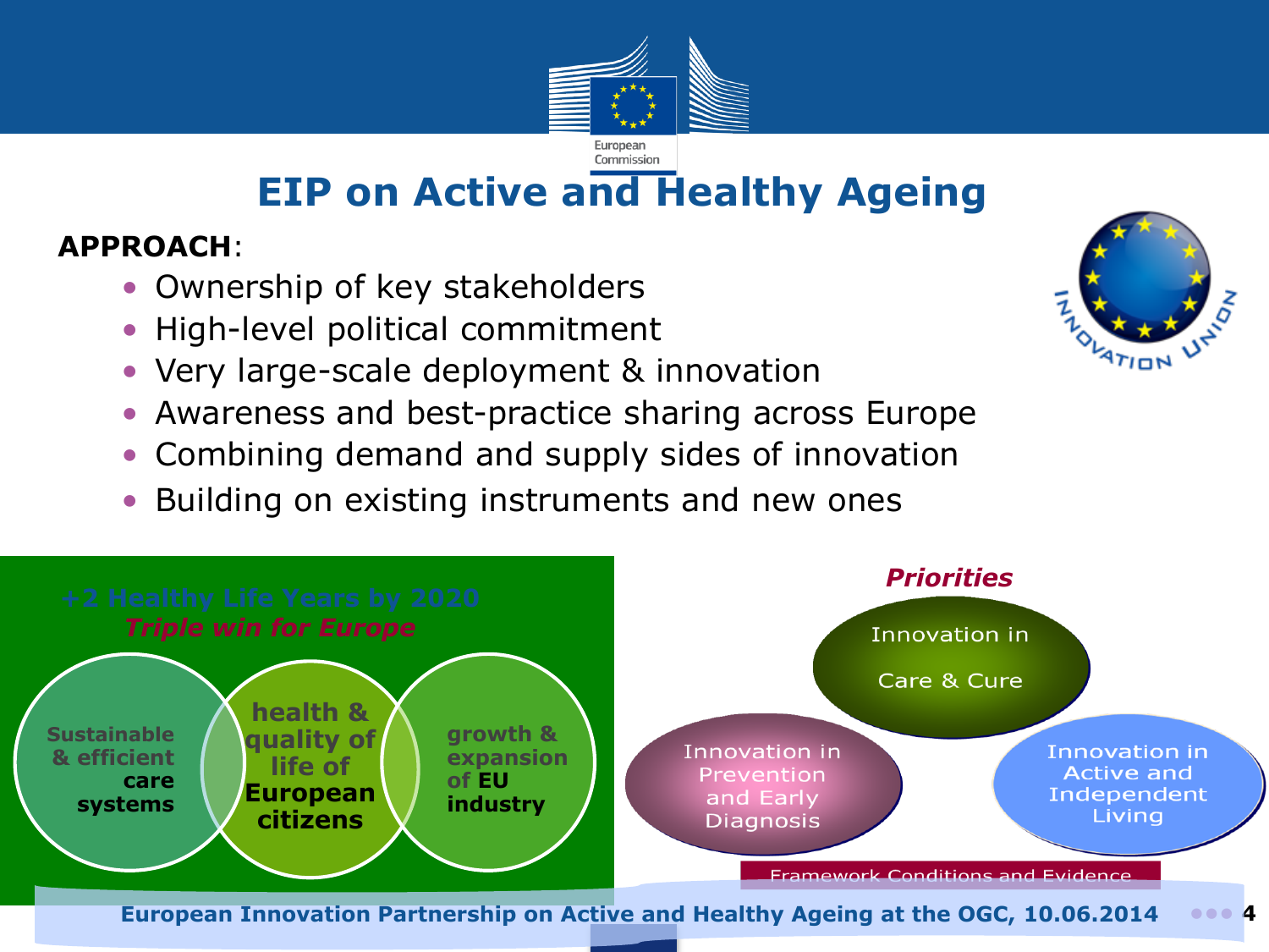# EIP on Active and Healthy Ageing

**APPROACH**:

- Ownership of key stakeholders
- High-level political commitment
- Very large-scale deployment & innovation
- Awareness and best-practice sharing across Europe
- Combining demand and supply sides of innovation
- Building on existing instruments and new ones

**+2 Healthy Life Years by 2020**

***Triple win for Europe***

- **Sustainable & efficient care systems**
- **health & quality of life of European citizens**
- **growth & expansion of EU industry**

***Priorities***

- Innovation in Care & Cure
- Innovation in Prevention and Early Diagnosis
- Innovation in Active and Independent Living

Framework Conditions and Evidence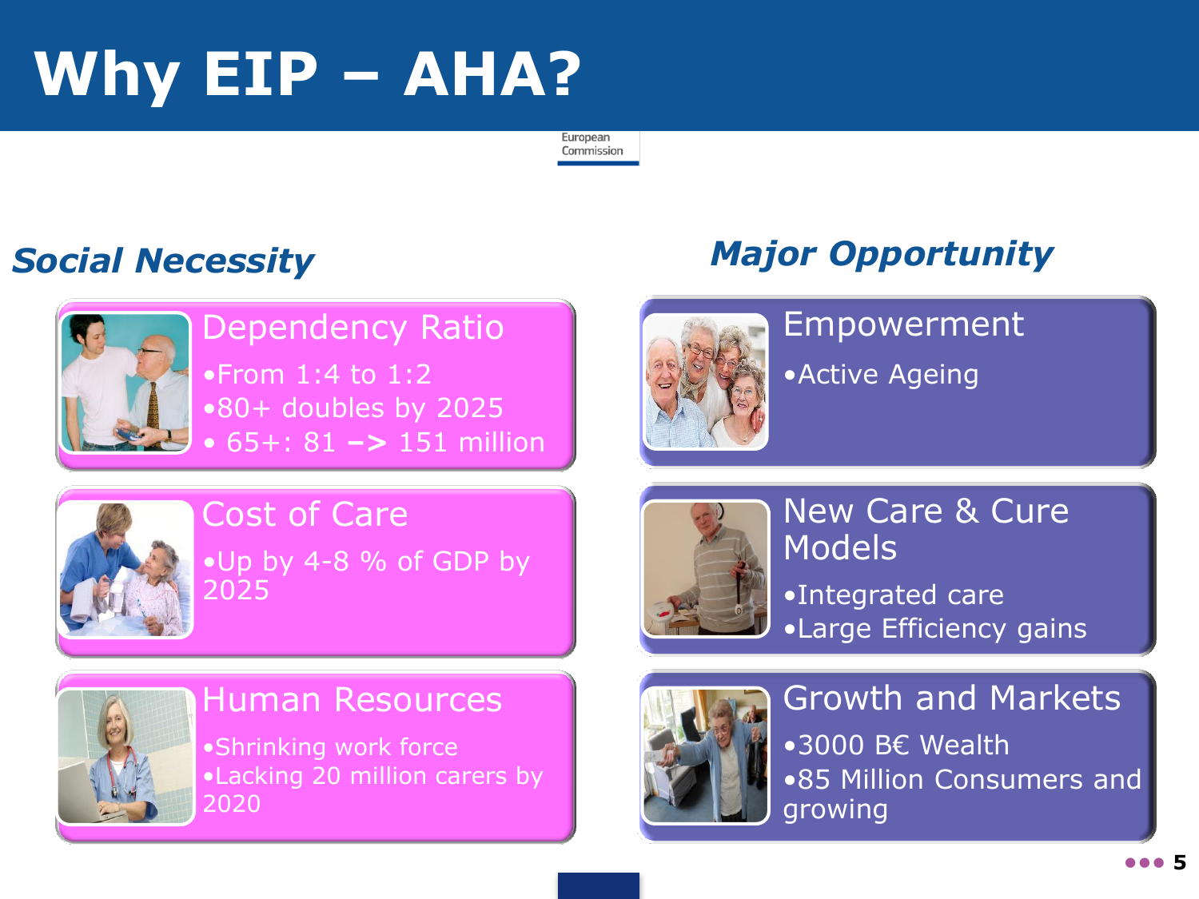# Why EIP – AHA?

European Commission

## *Social Necessity*

### Dependency Ratio

- From 1:4 to 1:2
- 80+ doubles by 2025
- 65+: 81 –> 151 million

### Cost of Care

- Up by 4-8 % of GDP by 2025

### Human Resources

- Shrinking work force
- Lacking 20 million carers by 2020

## *Major Opportunity*

### Empowerment

- Active Ageing

### New Care & Cure Models

- Integrated care
- Large Efficiency gains

### Growth and Markets

- 3000 B€ Wealth
- 85 Million Consumers and growing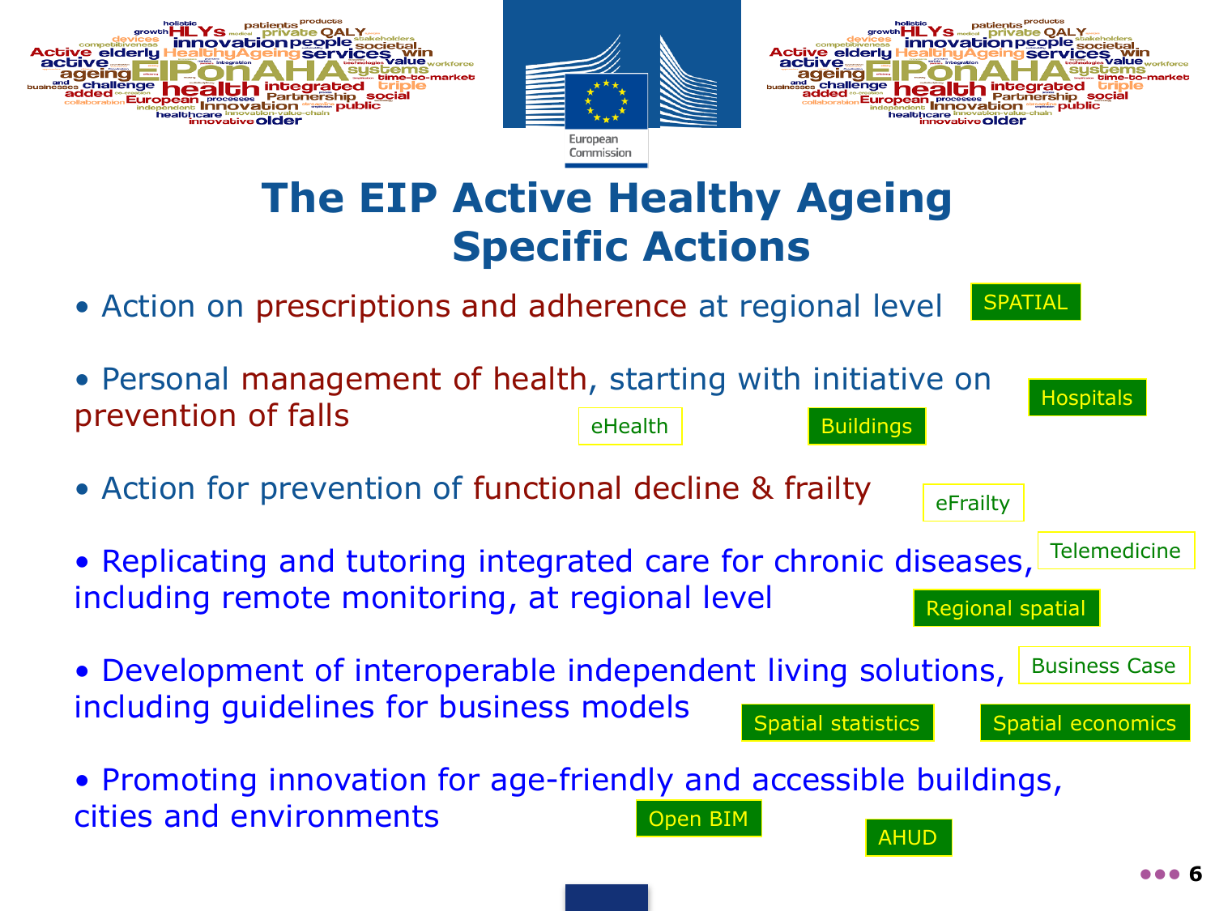# The EIP Active Healthy Ageing Specific Actions

- Action on prescriptions and adherence at regional level

SPATIAL

- Personal management of health, starting with initiative on prevention of falls

Hospitals

eHealth

Buildings

- Action for prevention of functional decline & frailty

eFrailty

- Replicating and tutoring integrated care for chronic diseases, including remote monitoring, at regional level

Telemedicine

Regional spatial

- Development of interoperable independent living solutions, including guidelines for business models

Business Case

Spatial statistics

Spatial economics

- Promoting innovation for age-friendly and accessible buildings, cities and environments

Open BIM

AHUD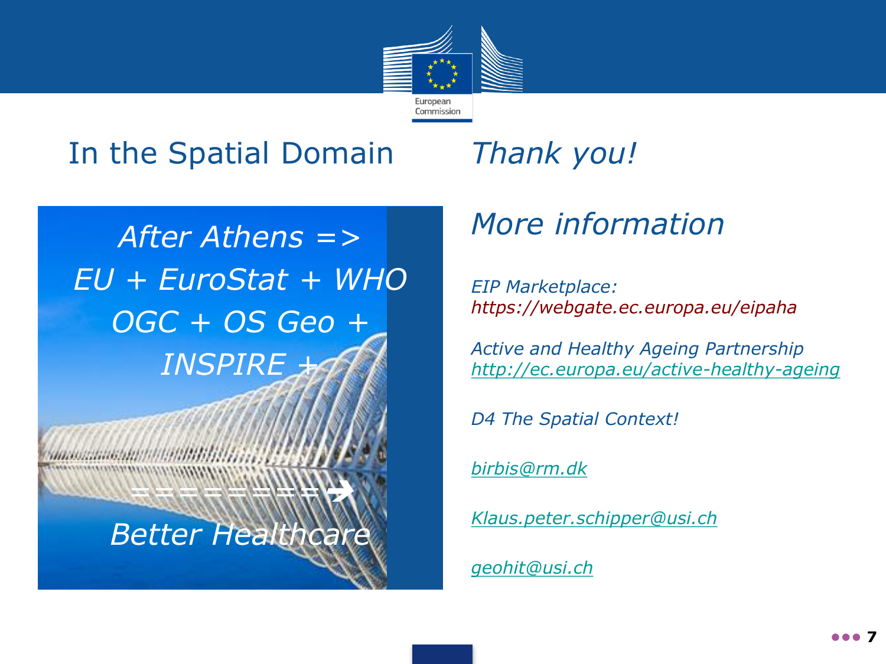## In the Spatial Domain

*After Athens =>*
*EU + EuroStat + WHO*
*OGC + OS Geo +*
*INSPIRE +*

*=========➔*

*Better Healthcare*

## *Thank you!*

## *More information*

*EIP Marketplace:*
*https://webgate.ec.europa.eu/eipaha*

*Active and Healthy Ageing Partnership*
*http://ec.europa.eu/active-healthy-ageing*

*D4 The Spatial Context!*

*birbis@rm.dk*

*Klaus.peter.schipper@usi.ch*

*geohit@usi.ch*